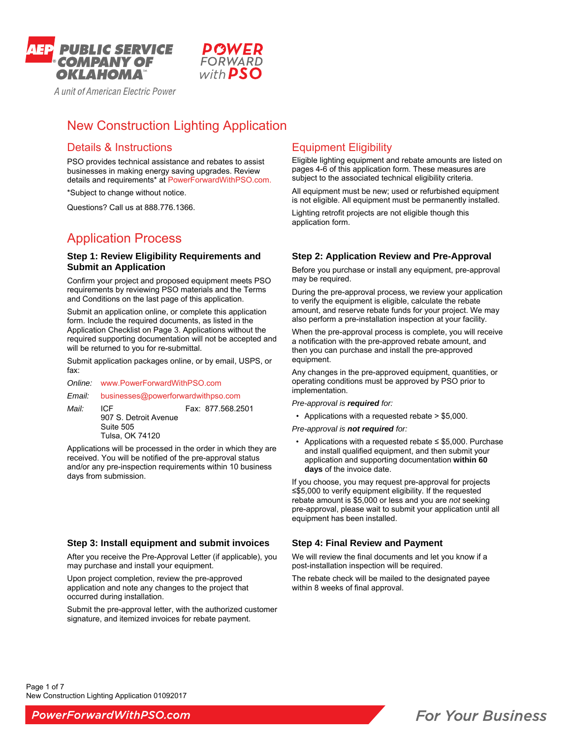AEP PUBLIC SERVICE COMPANY OF OKLAHOMA

A unit of American Electric Power

POWER FORWARD with PSO

# New Construction Lighting Application

## Details & Instructions

PSO provides technical assistance and rebates to assist businesses in making energy saving upgrades. Review details and requirements* at PowerForwardWithPSO.com.

*Subject to change without notice.

Questions? Call us at 888.776.1366.

## Equipment Eligibility

Eligible lighting equipment and rebate amounts are listed on pages 4-6 of this application form. These measures are subject to the associated technical eligibility criteria.

All equipment must be new; used or refurbished equipment is not eligible. All equipment must be permanently installed.

Lighting retrofit projects are not eligible though this application form.

## Application Process

### Step 1: Review Eligibility Requirements and Submit an Application

Confirm your project and proposed equipment meets PSO requirements by reviewing PSO materials and the Terms and Conditions on the last page of this application.

Submit an application online, or complete this application form. Include the required documents, as listed in the Application Checklist on Page 3. Applications without the required supporting documentation will not be accepted and will be returned to you for re-submittal.

Submit application packages online, or by email, USPS, or fax:

*Online:* www.PowerForwardWithPSO.com

*Email:* businesses@powerforwardwithpso.com

*Mail:* ICF
907 S. Detroit Avenue
Suite 505
Tulsa, OK 74120

Fax: 877.568.2501

Applications will be processed in the order in which they are received. You will be notified of the pre-approval status and/or any pre-inspection requirements within 10 business days from submission.

### Step 2: Application Review and Pre-Approval

Before you purchase or install any equipment, pre-approval may be required.

During the pre-approval process, we review your application to verify the equipment is eligible, calculate the rebate amount, and reserve rebate funds for your project. We may also perform a pre-installation inspection at your facility.

When the pre-approval process is complete, you will receive a notification with the pre-approved rebate amount, and then you can purchase and install the pre-approved equipment.

Any changes in the pre-approved equipment, quantities, or operating conditions must be approved by PSO prior to implementation.

*Pre-approval is **required** for:*

- Applications with a requested rebate > $5,000.

*Pre-approval is **not required** for:*

- Applications with a requested rebate ≤ $5,000. Purchase and install qualified equipment, and then submit your application and supporting documentation **within 60 days** of the invoice date.

If you choose, you may request pre-approval for projects ≤$5,000 to verify equipment eligibility. If the requested rebate amount is $5,000 or less and you are *not* seeking pre-approval, please wait to submit your application until all equipment has been installed.

### Step 3: Install equipment and submit invoices

After you receive the Pre-Approval Letter (if applicable), you may purchase and install your equipment.

Upon project completion, review the pre-approved application and note any changes to the project that occurred during installation.

Submit the pre-approval letter, with the authorized customer signature, and itemized invoices for rebate payment.

### Step 4: Final Review and Payment

We will review the final documents and let you know if a post-installation inspection will be required.

The rebate check will be mailed to the designated payee within 8 weeks of final approval.

New Construction Lighting Application 01092017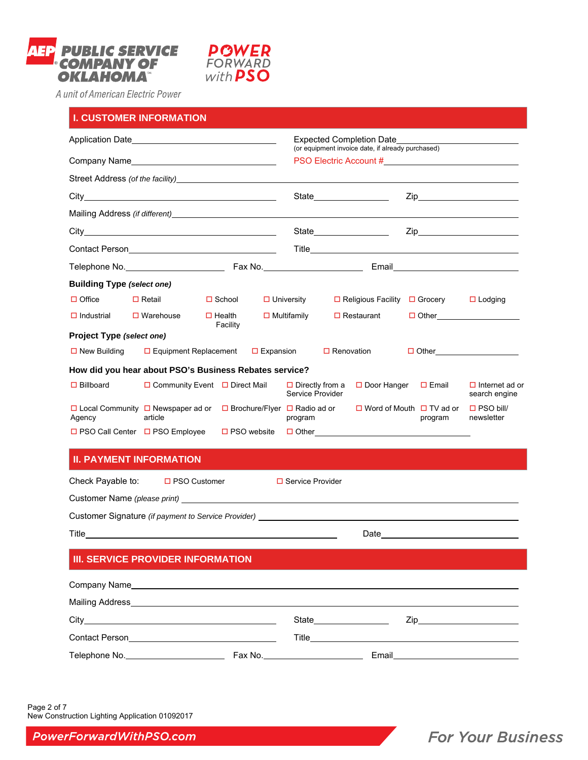AEP PUBLIC SERVICE COMPANY OF OKLAHOMA
A unit of American Electric Power

POWER FORWARD with PSO

## I. CUSTOMER INFORMATION

Application Date________________________ Expected Completion Date________________________
(or equipment invoice date, if already purchased)

Company Name________________________ PSO Electric Account #________________________

Street Address *(of the facility)*________________________________________________

City________________________ State____________ Zip____________

Mailing Address *(if different)*________________________________________________

City________________________ State____________ Zip____________

Contact Person________________________ Title________________________

Telephone No.________________ Fax No.________________ Email________________

**Building Type** ***(select one)***

☐ Office ☐ Retail ☐ School ☐ University ☐ Religious Facility ☐ Grocery ☐ Lodging

☐ Industrial ☐ Warehouse ☐ Health Facility ☐ Multifamily ☐ Restaurant ☐ Other________________

**Project Type** ***(select one)***

☐ New Building ☐ Equipment Replacement ☐ Expansion ☐ Renovation ☐ Other________________

**How did you hear about PSO's Business Rebates service?**

☐ Billboard ☐ Community Event ☐ Direct Mail ☐ Directly from a Service Provider ☐ Door Hanger ☐ Email ☐ Internet ad or search engine

☐ Local Community Agency ☐ Newspaper ad or article ☐ Brochure/Flyer ☐ Radio ad or program ☐ Word of Mouth ☐ TV ad or program ☐ PSO bill/ newsletter

☐ PSO Call Center ☐ PSO Employee ☐ PSO website ☐ Other________________________

## II. PAYMENT INFORMATION

Check Payable to: ☐ PSO Customer ☐ Service Provider

Customer Name *(please print)* ________________________________________________

Customer Signature *(if payment to Service Provider)* ________________________________

Title________________________________ Date________________________

## III. SERVICE PROVIDER INFORMATION

Company Name________________________________________________

Mailing Address________________________________________________

City________________________ State____________ Zip____________

Contact Person________________________ Title________________________

Telephone No.________________ Fax No.________________ Email________________

New Construction Lighting Application 01092017

PowerForwardWithPSO.com For Your Business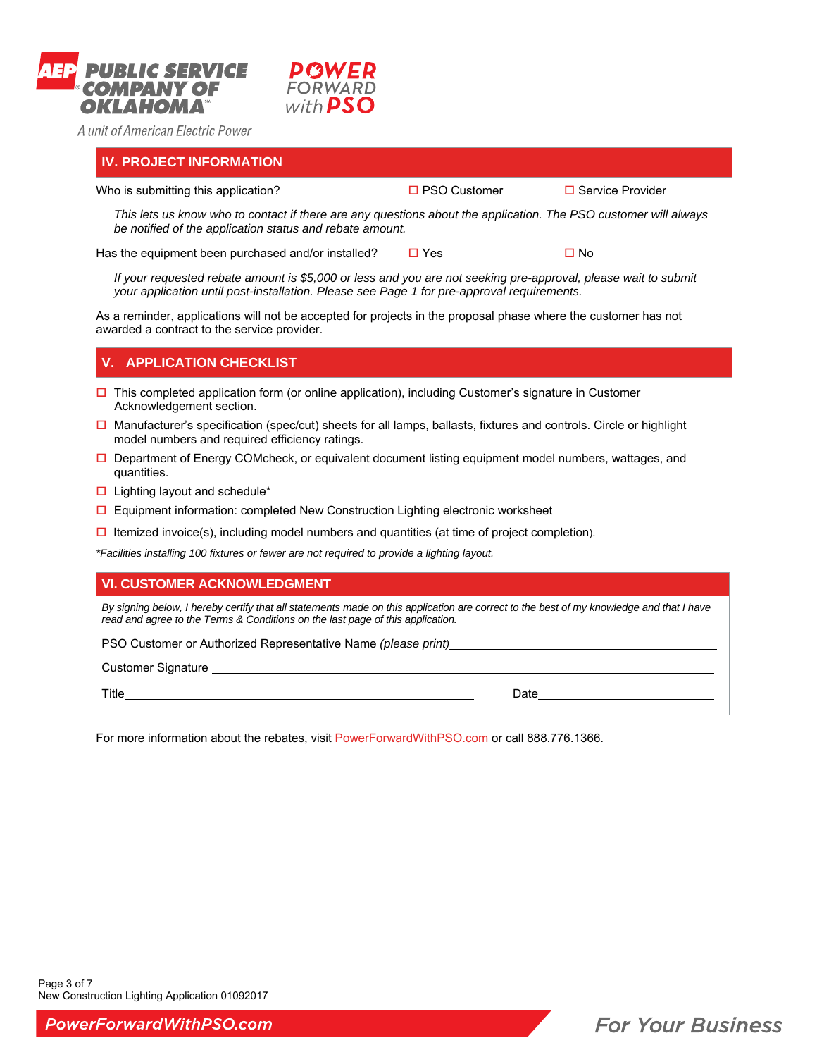## IV. PROJECT INFORMATION

Who is submitting this application? ☐ PSO Customer ☐ Service Provider

*This lets us know who to contact if there are any questions about the application. The PSO customer will always be notified of the application status and rebate amount.*

Has the equipment been purchased and/or installed? ☐ Yes ☐ No

*If your requested rebate amount is $5,000 or less and you are not seeking pre-approval, please wait to submit your application until post-installation. Please see Page 1 for pre-approval requirements.*

As a reminder, applications will not be accepted for projects in the proposal phase where the customer has not awarded a contract to the service provider.

## V. APPLICATION CHECKLIST

- ☐ This completed application form (or online application), including Customer's signature in Customer Acknowledgement section.
- ☐ Manufacturer's specification (spec/cut) sheets for all lamps, ballasts, fixtures and controls. Circle or highlight model numbers and required efficiency ratings.
- ☐ Department of Energy COMcheck, or equivalent document listing equipment model numbers, wattages, and quantities.
- ☐ Lighting layout and schedule*
- ☐ Equipment information: completed New Construction Lighting electronic worksheet
- ☐ Itemized invoice(s), including model numbers and quantities (at time of project completion).

*\*Facilities installing 100 fixtures or fewer are not required to provide a lighting layout.*

## VI. CUSTOMER ACKNOWLEDGMENT

*By signing below, I hereby certify that all statements made on this application are correct to the best of my knowledge and that I have read and agree to the Terms & Conditions on the last page of this application.*

PSO Customer or Authorized Representative Name *(please print)*\_\_\_\_\_\_\_\_\_\_\_\_\_\_\_\_\_\_\_\_\_\_\_\_\_\_\_\_\_\_

Customer Signature \_\_\_\_\_\_\_\_\_\_\_\_\_\_\_\_\_\_\_\_\_\_\_\_\_\_\_\_\_\_\_\_\_\_\_\_\_\_\_\_\_\_\_\_

Title\_\_\_\_\_\_\_\_\_\_\_\_\_\_\_\_\_\_\_\_\_\_\_\_\_\_\_\_\_\_\_\_ Date\_\_\_\_\_\_\_\_\_\_\_\_\_\_\_\_\_\_\_\_

For more information about the rebates, visit PowerForwardWithPSO.com or call 888.776.1366.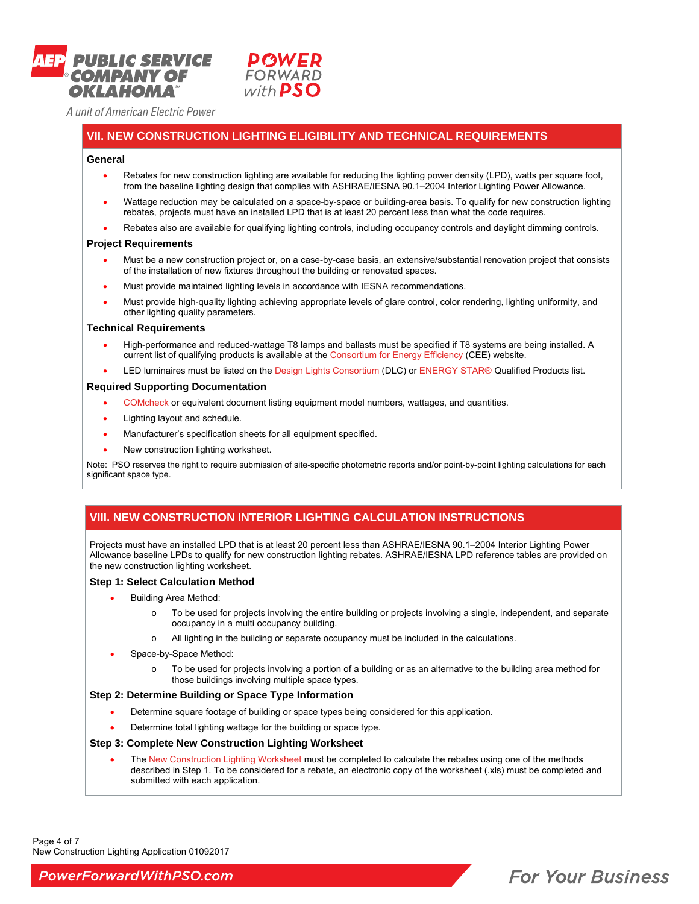## VII. NEW CONSTRUCTION LIGHTING ELIGIBILITY AND TECHNICAL REQUIREMENTS

### General

- Rebates for new construction lighting are available for reducing the lighting power density (LPD), watts per square foot, from the baseline lighting design that complies with ASHRAE/IESNA 90.1–2004 Interior Lighting Power Allowance.
- Wattage reduction may be calculated on a space-by-space or building-area basis. To qualify for new construction lighting rebates, projects must have an installed LPD that is at least 20 percent less than what the code requires.
- Rebates also are available for qualifying lighting controls, including occupancy controls and daylight dimming controls.

### Project Requirements

- Must be a new construction project or, on a case-by-case basis, an extensive/substantial renovation project that consists of the installation of new fixtures throughout the building or renovated spaces.
- Must provide maintained lighting levels in accordance with IESNA recommendations.
- Must provide high-quality lighting achieving appropriate levels of glare control, color rendering, lighting uniformity, and other lighting quality parameters.

### Technical Requirements

- High-performance and reduced-wattage T8 lamps and ballasts must be specified if T8 systems are being installed. A current list of qualifying products is available at the Consortium for Energy Efficiency (CEE) website.
- LED luminaires must be listed on the Design Lights Consortium (DLC) or ENERGY STAR® Qualified Products list.

### Required Supporting Documentation

- COMcheck or equivalent document listing equipment model numbers, wattages, and quantities.
- Lighting layout and schedule.
- Manufacturer's specification sheets for all equipment specified.
- New construction lighting worksheet.

Note: PSO reserves the right to require submission of site-specific photometric reports and/or point-by-point lighting calculations for each significant space type.

## VIII. NEW CONSTRUCTION INTERIOR LIGHTING CALCULATION INSTRUCTIONS

Projects must have an installed LPD that is at least 20 percent less than ASHRAE/IESNA 90.1–2004 Interior Lighting Power Allowance baseline LPDs to qualify for new construction lighting rebates. ASHRAE/IESNA LPD reference tables are provided on the new construction lighting worksheet.

### Step 1: Select Calculation Method

- Building Area Method:
  - To be used for projects involving the entire building or projects involving a single, independent, and separate occupancy in a multi occupancy building.
  - All lighting in the building or separate occupancy must be included in the calculations.
- Space-by-Space Method:
  - To be used for projects involving a portion of a building or as an alternative to the building area method for those buildings involving multiple space types.

### Step 2: Determine Building or Space Type Information

- Determine square footage of building or space types being considered for this application.
- Determine total lighting wattage for the building or space type.

### Step 3: Complete New Construction Lighting Worksheet

- The New Construction Lighting Worksheet must be completed to calculate the rebates using one of the methods described in Step 1. To be considered for a rebate, an electronic copy of the worksheet (.xls) must be completed and submitted with each application.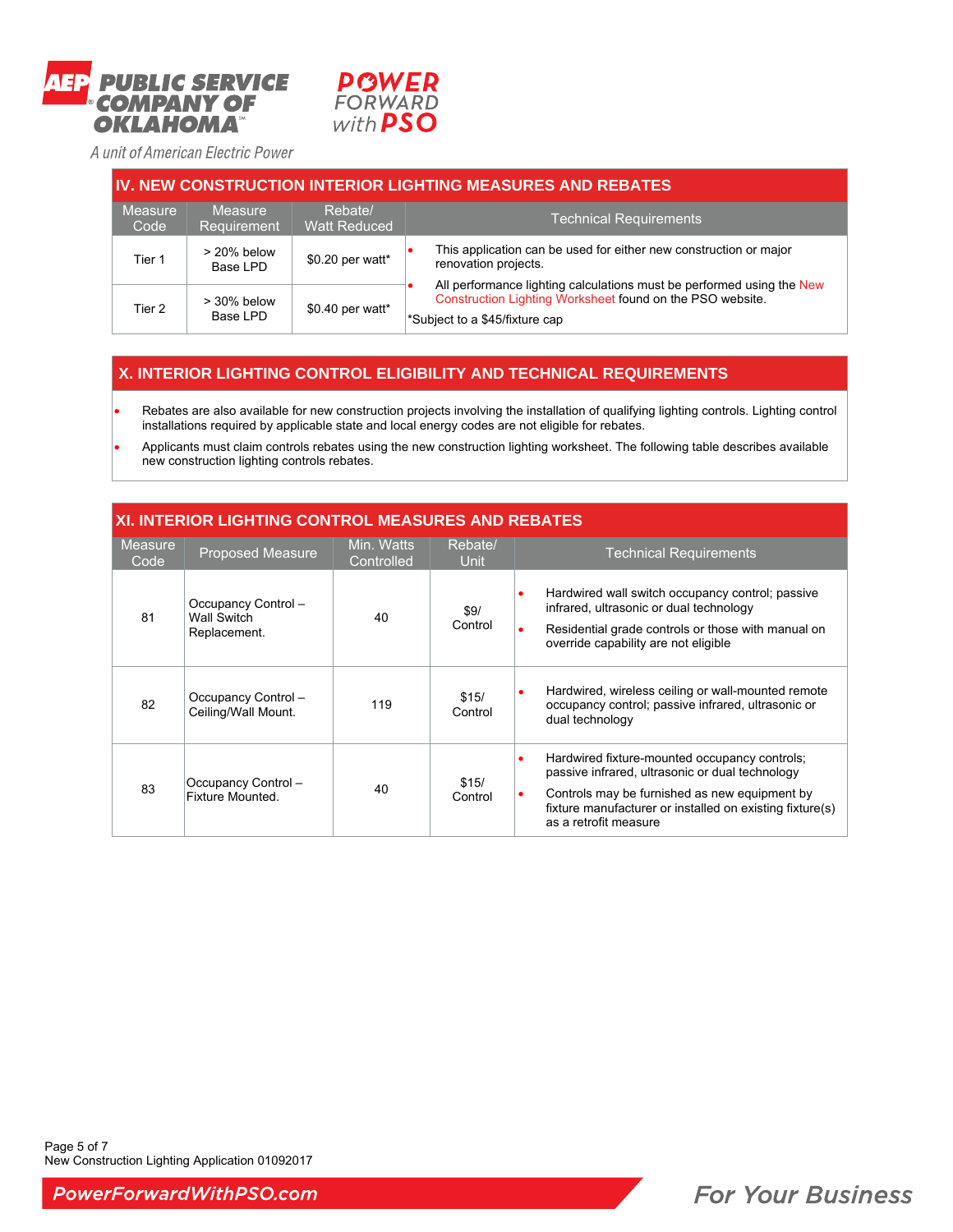AEP PUBLIC SERVICE COMPANY OF OKLAHOMA

A unit of American Electric Power

POWER FORWARD with PSO

## IV. NEW CONSTRUCTION INTERIOR LIGHTING MEASURES AND REBATES

| Measure Code | Measure Requirement | Rebate/ Watt Reduced | Technical Requirements |
|---|---|---|---|
| Tier 1 | > 20% below Base LPD | $0.20 per watt* | • This application can be used for either new construction or major renovation projects.<br>• All performance lighting calculations must be performed using the New Construction Lighting Worksheet found on the PSO website.<br>*Subject to a $45/fixture cap |
| Tier 2 | > 30% below Base LPD | $0.40 per watt* | |

## X. INTERIOR LIGHTING CONTROL ELIGIBILITY AND TECHNICAL REQUIREMENTS

- Rebates are also available for new construction projects involving the installation of qualifying lighting controls. Lighting control installations required by applicable state and local energy codes are not eligible for rebates.
- Applicants must claim controls rebates using the new construction lighting worksheet. The following table describes available new construction lighting controls rebates.

## XI. INTERIOR LIGHTING CONTROL MEASURES AND REBATES

| Measure Code | Proposed Measure | Min. Watts Controlled | Rebate/ Unit | Technical Requirements |
|---|---|---|---|---|
| 81 | Occupancy Control – Wall Switch Replacement. | 40 | $9/ Control | • Hardwired wall switch occupancy control; passive infrared, ultrasonic or dual technology<br>• Residential grade controls or those with manual on override capability are not eligible |
| 82 | Occupancy Control – Ceiling/Wall Mount. | 119 | $15/ Control | • Hardwired, wireless ceiling or wall-mounted remote occupancy control; passive infrared, ultrasonic or dual technology |
| 83 | Occupancy Control – Fixture Mounted. | 40 | $15/ Control | • Hardwired fixture-mounted occupancy controls; passive infrared, ultrasonic or dual technology<br>• Controls may be furnished as new equipment by fixture manufacturer or installed on existing fixture(s) as a retrofit measure |

New Construction Lighting Application 01092017

PowerForwardWithPSO.com — For Your Business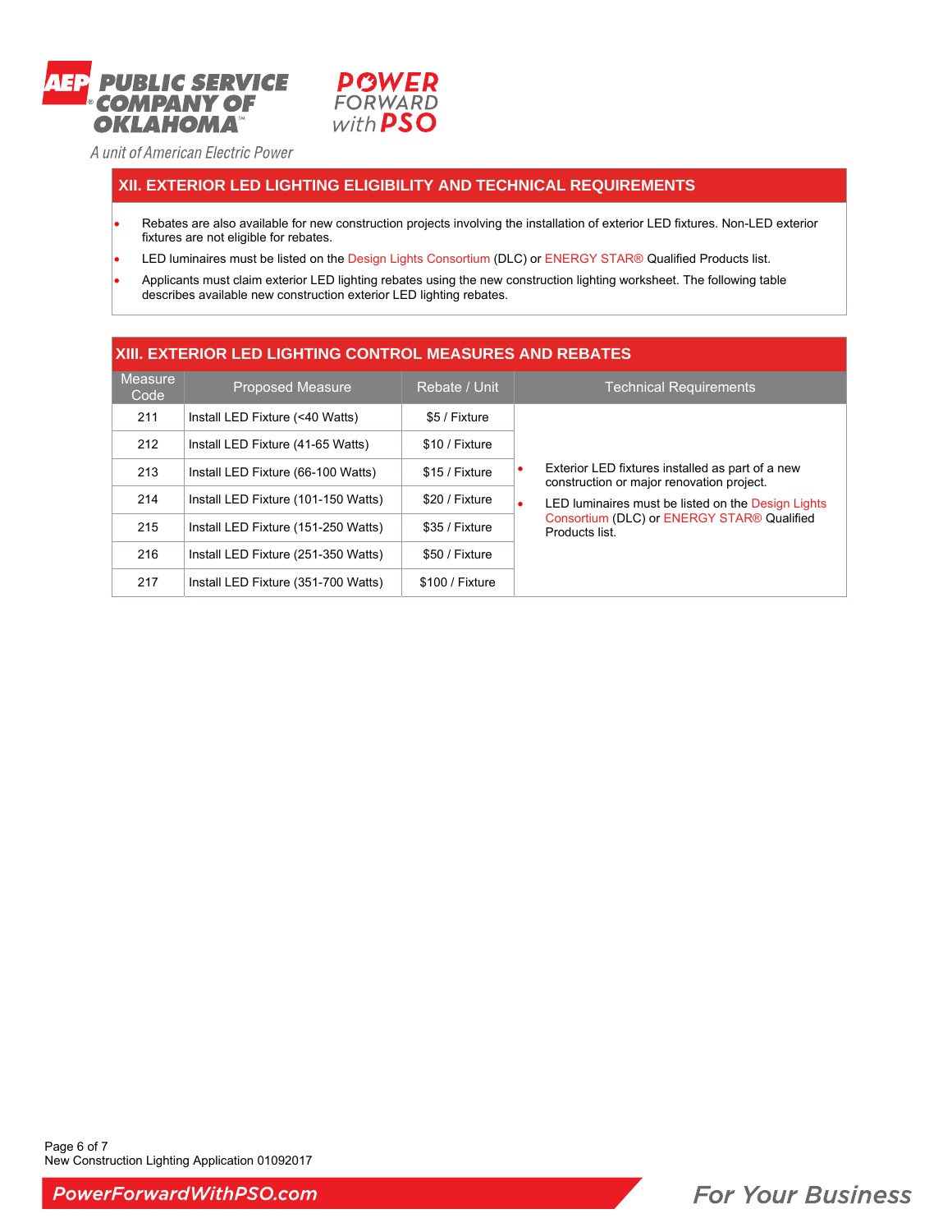## XII. EXTERIOR LED LIGHTING ELIGIBILITY AND TECHNICAL REQUIREMENTS

- Rebates are also available for new construction projects involving the installation of exterior LED fixtures. Non-LED exterior fixtures are not eligible for rebates.
- LED luminaires must be listed on the Design Lights Consortium (DLC) or ENERGY STAR® Qualified Products list.
- Applicants must claim exterior LED lighting rebates using the new construction lighting worksheet. The following table describes available new construction exterior LED lighting rebates.

## XIII. EXTERIOR LED LIGHTING CONTROL MEASURES AND REBATES

| Measure Code | Proposed Measure | Rebate / Unit | Technical Requirements |
|---|---|---|---|
| 211 | Install LED Fixture (<40 Watts) | $5 / Fixture | • Exterior LED fixtures installed as part of a new construction or major renovation project. • LED luminaires must be listed on the Design Lights Consortium (DLC) or ENERGY STAR® Qualified Products list. |
| 212 | Install LED Fixture (41-65 Watts) | $10 / Fixture | |
| 213 | Install LED Fixture (66-100 Watts) | $15 / Fixture | |
| 214 | Install LED Fixture (101-150 Watts) | $20 / Fixture | |
| 215 | Install LED Fixture (151-250 Watts) | $35 / Fixture | |
| 216 | Install LED Fixture (251-350 Watts) | $50 / Fixture | |
| 217 | Install LED Fixture (351-700 Watts) | $100 / Fixture | |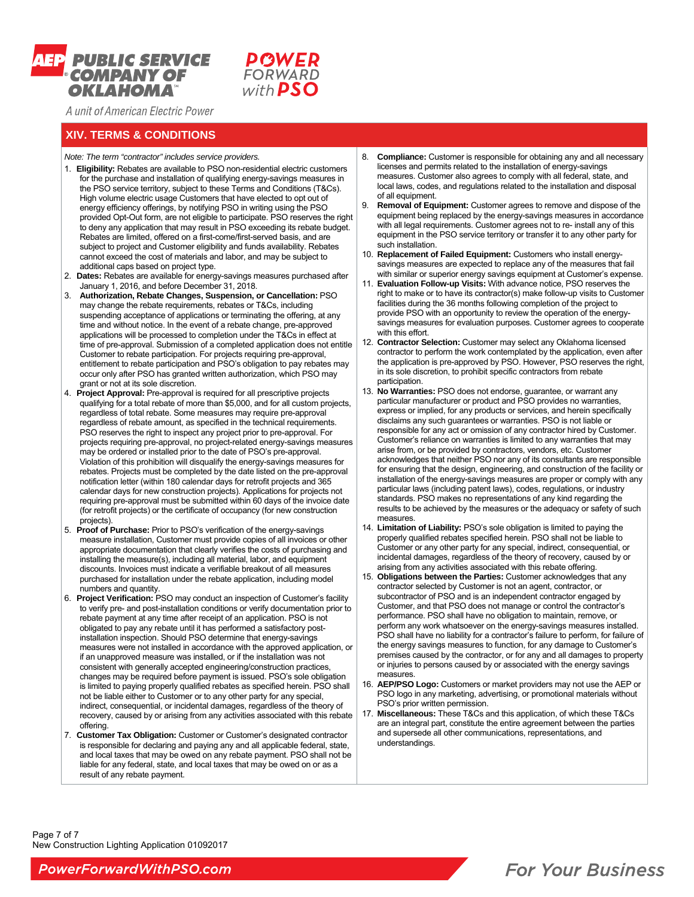## XIV. TERMS & CONDITIONS

*Note: The term "contractor" includes service providers.*

1. **Eligibility:** Rebates are available to PSO non-residential electric customers for the purchase and installation of qualifying energy-savings measures in the PSO service territory, subject to these Terms and Conditions (T&Cs). High volume electric usage Customers that have elected to opt out of energy efficiency offerings, by notifying PSO in writing using the PSO provided Opt-Out form, are not eligible to participate. PSO reserves the right to deny any application that may result in PSO exceeding its rebate budget. Rebates are limited, offered on a first-come/first-served basis, and are subject to project and Customer eligibility and funds availability. Rebates cannot exceed the cost of materials and labor, and may be subject to additional caps based on project type.
2. **Dates:** Rebates are available for energy-savings measures purchased after January 1, 2016, and before December 31, 2018.
3. **Authorization, Rebate Changes, Suspension, or Cancellation:** PSO may change the rebate requirements, rebates or T&Cs, including suspending acceptance of applications or terminating the offering, at any time and without notice. In the event of a rebate change, pre-approved applications will be processed to completion under the T&Cs in effect at time of pre-approval. Submission of a completed application does not entitle Customer to rebate participation. For projects requiring pre-approval, entitlement to rebate participation and PSO's obligation to pay rebates may occur only after PSO has granted written authorization, which PSO may grant or not at its sole discretion.
4. **Project Approval:** Pre-approval is required for all prescriptive projects qualifying for a total rebate of more than $5,000, and for all custom projects, regardless of total rebate. Some measures may require pre-approval regardless of rebate amount, as specified in the technical requirements. PSO reserves the right to inspect any project prior to pre-approval. For projects requiring pre-approval, no project-related energy-savings measures may be ordered or installed prior to the date of PSO's pre-approval. Violation of this prohibition will disqualify the energy-savings measures for rebates. Projects must be completed by the date listed on the pre-approval notification letter (within 180 calendar days for retrofit projects and 365 calendar days for new construction projects). Applications for projects not requiring pre-approval must be submitted within 60 days of the invoice date (for retrofit projects) or the certificate of occupancy (for new construction projects).
5. **Proof of Purchase:** Prior to PSO's verification of the energy-savings measure installation, Customer must provide copies of all invoices or other appropriate documentation that clearly verifies the costs of purchasing and installing the measure(s), including all material, labor, and equipment discounts. Invoices must indicate a verifiable breakout of all measures purchased for installation under the rebate application, including model numbers and quantity.
6. **Project Verification:** PSO may conduct an inspection of Customer's facility to verify pre- and post-installation conditions or verify documentation prior to rebate payment at any time after receipt of an application. PSO is not obligated to pay any rebate until it has performed a satisfactory post-installation inspection. Should PSO determine that energy-savings measures were not installed in accordance with the approved application, or if an unapproved measure was installed, or if the installation was not consistent with generally accepted engineering/construction practices, changes may be required before payment is issued. PSO's sole obligation is limited to paying properly qualified rebates as specified herein. PSO shall not be liable either to Customer or to any other party for any special, indirect, consequential, or incidental damages, regardless of the theory of recovery, caused by or arising from any activities associated with this rebate offering.
7. **Customer Tax Obligation:** Customer or Customer's designated contractor is responsible for declaring and paying any and all applicable federal, state, and local taxes that may be owed on any rebate payment. PSO shall not be liable for any federal, state, and local taxes that may be owed on or as a result of any rebate payment.
8. **Compliance:** Customer is responsible for obtaining any and all necessary licenses and permits related to the installation of energy-savings measures. Customer also agrees to comply with all federal, state, and local laws, codes, and regulations related to the installation and disposal of all equipment.
9. **Removal of Equipment:** Customer agrees to remove and dispose of the equipment being replaced by the energy-savings measures in accordance with all legal requirements. Customer agrees not to re- install any of this equipment in the PSO service territory or transfer it to any other party for such installation.
10. **Replacement of Failed Equipment:** Customers who install energy-savings measures are expected to replace any of the measures that fail with similar or superior energy savings equipment at Customer's expense.
11. **Evaluation Follow-up Visits:** With advance notice, PSO reserves the right to make or to have its contractor(s) make follow-up visits to Customer facilities during the 36 months following completion of the project to provide PSO with an opportunity to review the operation of the energy-savings measures for evaluation purposes. Customer agrees to cooperate with this effort.
12. **Contractor Selection:** Customer may select any Oklahoma licensed contractor to perform the work contemplated by the application, even after the application is pre-approved by PSO. However, PSO reserves the right, in its sole discretion, to prohibit specific contractors from rebate participation.
13. **No Warranties:** PSO does not endorse, guarantee, or warrant any particular manufacturer or product and PSO provides no warranties, express or implied, for any products or services, and herein specifically disclaims any such guarantees or warranties. PSO is not liable or responsible for any act or omission of any contractor hired by Customer. Customer's reliance on warranties is limited to any warranties that may arise from, or be provided by contractors, vendors, etc. Customer acknowledges that neither PSO nor any of its consultants are responsible for ensuring that the design, engineering, and construction of the facility or installation of the energy-savings measures are proper or comply with any particular laws (including patent laws), codes, regulations, or industry standards. PSO makes no representations of any kind regarding the results to be achieved by the measures or the adequacy or safety of such measures.
14. **Limitation of Liability:** PSO's sole obligation is limited to paying the properly qualified rebates specified herein. PSO shall not be liable to Customer or any other party for any special, indirect, consequential, or incidental damages, regardless of the theory of recovery, caused by or arising from any activities associated with this rebate offering.
15. **Obligations between the Parties:** Customer acknowledges that any contractor selected by Customer is not an agent, contractor, or subcontractor of PSO and is an independent contractor engaged by Customer, and that PSO does not manage or control the contractor's performance. PSO shall have no obligation to maintain, remove, or perform any work whatsoever on the energy-savings measures installed. PSO shall have no liability for a contractor's failure to perform, for failure of the energy savings measures to function, for any damage to Customer's premises caused by the contractor, or for any and all damages to property or injuries to persons caused by or associated with the energy savings measures.
16. **AEP/PSO Logo:** Customers or market providers may not use the AEP or PSO logo in any marketing, advertising, or promotional materials without PSO's prior written permission.
17. **Miscellaneous:** These T&Cs and this application, of which these T&Cs are an integral part, constitute the entire agreement between the parties and supersede all other communications, representations, and understandings.